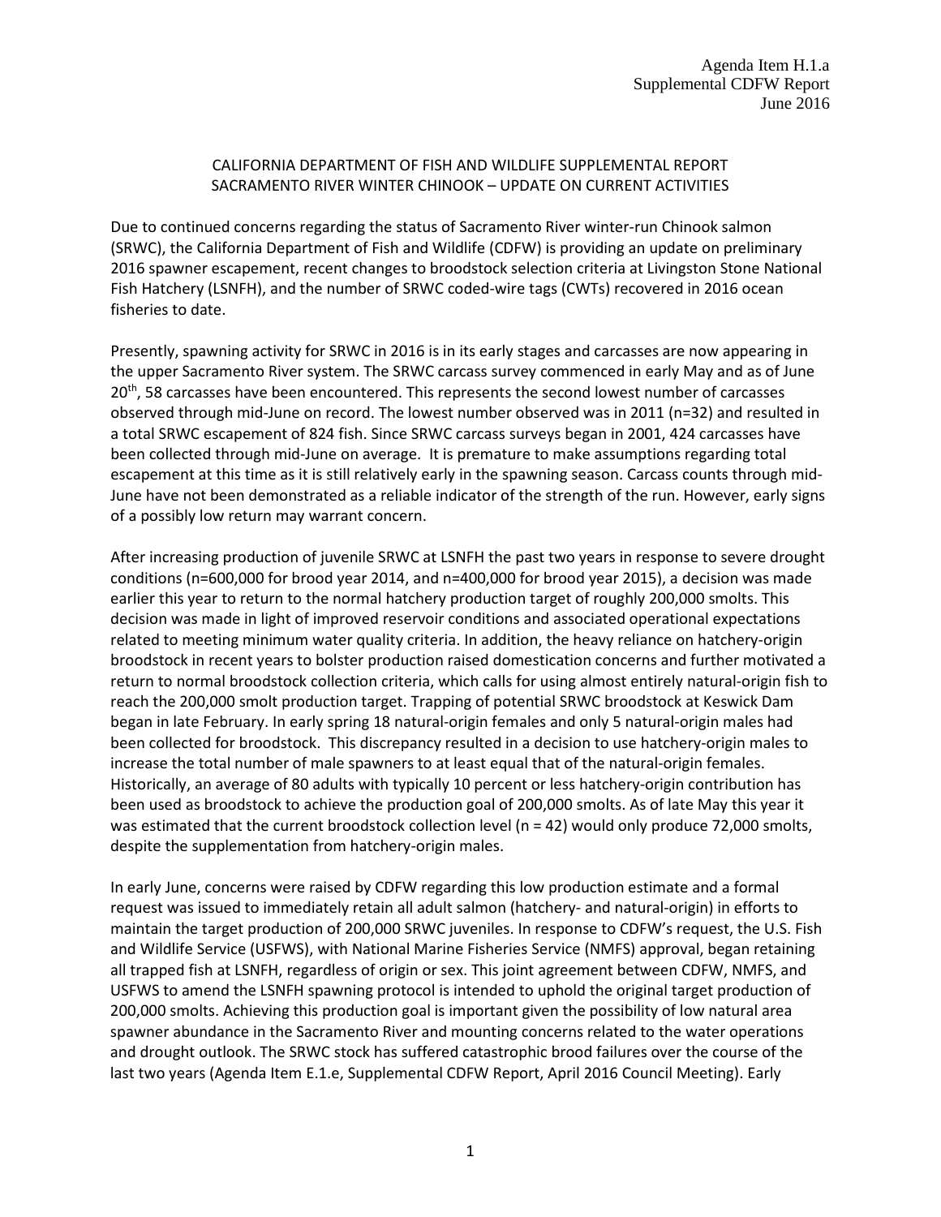Agenda Item H.1.a
Supplemental CDFW Report
June 2016

# CALIFORNIA DEPARTMENT OF FISH AND WILDLIFE SUPPLEMENTAL REPORT
## SACRAMENTO RIVER WINTER CHINOOK – UPDATE ON CURRENT ACTIVITIES

Due to continued concerns regarding the status of Sacramento River winter-run Chinook salmon (SRWC), the California Department of Fish and Wildlife (CDFW) is providing an update on preliminary 2016 spawner escapement, recent changes to broodstock selection criteria at Livingston Stone National Fish Hatchery (LSNFH), and the number of SRWC coded-wire tags (CWTs) recovered in 2016 ocean fisheries to date.

Presently, spawning activity for SRWC in 2016 is in its early stages and carcasses are now appearing in the upper Sacramento River system. The SRWC carcass survey commenced in early May and as of June 20th, 58 carcasses have been encountered. This represents the second lowest number of carcasses observed through mid-June on record. The lowest number observed was in 2011 (n=32) and resulted in a total SRWC escapement of 824 fish. Since SRWC carcass surveys began in 2001, 424 carcasses have been collected through mid-June on average. It is premature to make assumptions regarding total escapement at this time as it is still relatively early in the spawning season. Carcass counts through mid-June have not been demonstrated as a reliable indicator of the strength of the run. However, early signs of a possibly low return may warrant concern.

After increasing production of juvenile SRWC at LSNFH the past two years in response to severe drought conditions (n=600,000 for brood year 2014, and n=400,000 for brood year 2015), a decision was made earlier this year to return to the normal hatchery production target of roughly 200,000 smolts. This decision was made in light of improved reservoir conditions and associated operational expectations related to meeting minimum water quality criteria. In addition, the heavy reliance on hatchery-origin broodstock in recent years to bolster production raised domestication concerns and further motivated a return to normal broodstock collection criteria, which calls for using almost entirely natural-origin fish to reach the 200,000 smolt production target. Trapping of potential SRWC broodstock at Keswick Dam began in late February. In early spring 18 natural-origin females and only 5 natural-origin males had been collected for broodstock. This discrepancy resulted in a decision to use hatchery-origin males to increase the total number of male spawners to at least equal that of the natural-origin females. Historically, an average of 80 adults with typically 10 percent or less hatchery-origin contribution has been used as broodstock to achieve the production goal of 200,000 smolts. As of late May this year it was estimated that the current broodstock collection level (n = 42) would only produce 72,000 smolts, despite the supplementation from hatchery-origin males.

In early June, concerns were raised by CDFW regarding this low production estimate and a formal request was issued to immediately retain all adult salmon (hatchery- and natural-origin) in efforts to maintain the target production of 200,000 SRWC juveniles. In response to CDFW's request, the U.S. Fish and Wildlife Service (USFWS), with National Marine Fisheries Service (NMFS) approval, began retaining all trapped fish at LSNFH, regardless of origin or sex. This joint agreement between CDFW, NMFS, and USFWS to amend the LSNFH spawning protocol is intended to uphold the original target production of 200,000 smolts. Achieving this production goal is important given the possibility of low natural area spawner abundance in the Sacramento River and mounting concerns related to the water operations and drought outlook. The SRWC stock has suffered catastrophic brood failures over the course of the last two years (Agenda Item E.1.e, Supplemental CDFW Report, April 2016 Council Meeting). Early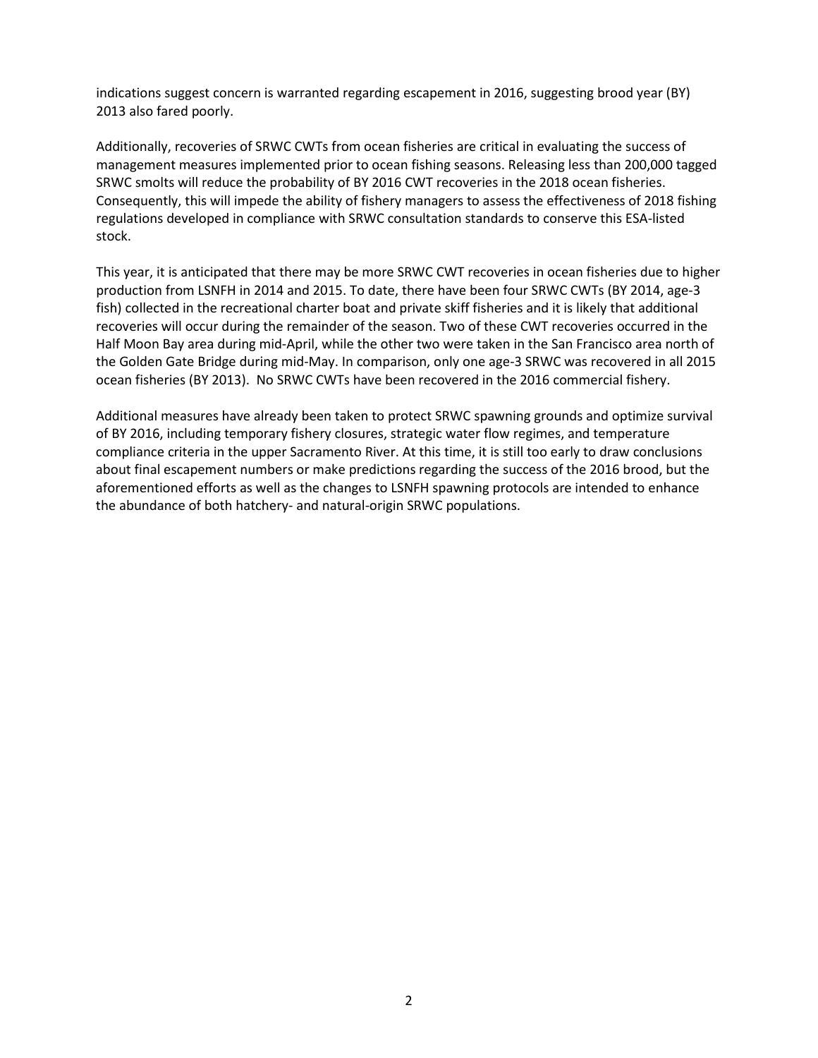indications suggest concern is warranted regarding escapement in 2016, suggesting brood year (BY) 2013 also fared poorly.

Additionally, recoveries of SRWC CWTs from ocean fisheries are critical in evaluating the success of management measures implemented prior to ocean fishing seasons. Releasing less than 200,000 tagged SRWC smolts will reduce the probability of BY 2016 CWT recoveries in the 2018 ocean fisheries. Consequently, this will impede the ability of fishery managers to assess the effectiveness of 2018 fishing regulations developed in compliance with SRWC consultation standards to conserve this ESA-listed stock.

This year, it is anticipated that there may be more SRWC CWT recoveries in ocean fisheries due to higher production from LSNFH in 2014 and 2015. To date, there have been four SRWC CWTs (BY 2014, age-3 fish) collected in the recreational charter boat and private skiff fisheries and it is likely that additional recoveries will occur during the remainder of the season. Two of these CWT recoveries occurred in the Half Moon Bay area during mid-April, while the other two were taken in the San Francisco area north of the Golden Gate Bridge during mid-May. In comparison, only one age-3 SRWC was recovered in all 2015 ocean fisheries (BY 2013). No SRWC CWTs have been recovered in the 2016 commercial fishery.

Additional measures have already been taken to protect SRWC spawning grounds and optimize survival of BY 2016, including temporary fishery closures, strategic water flow regimes, and temperature compliance criteria in the upper Sacramento River. At this time, it is still too early to draw conclusions about final escapement numbers or make predictions regarding the success of the 2016 brood, but the aforementioned efforts as well as the changes to LSNFH spawning protocols are intended to enhance the abundance of both hatchery- and natural-origin SRWC populations.